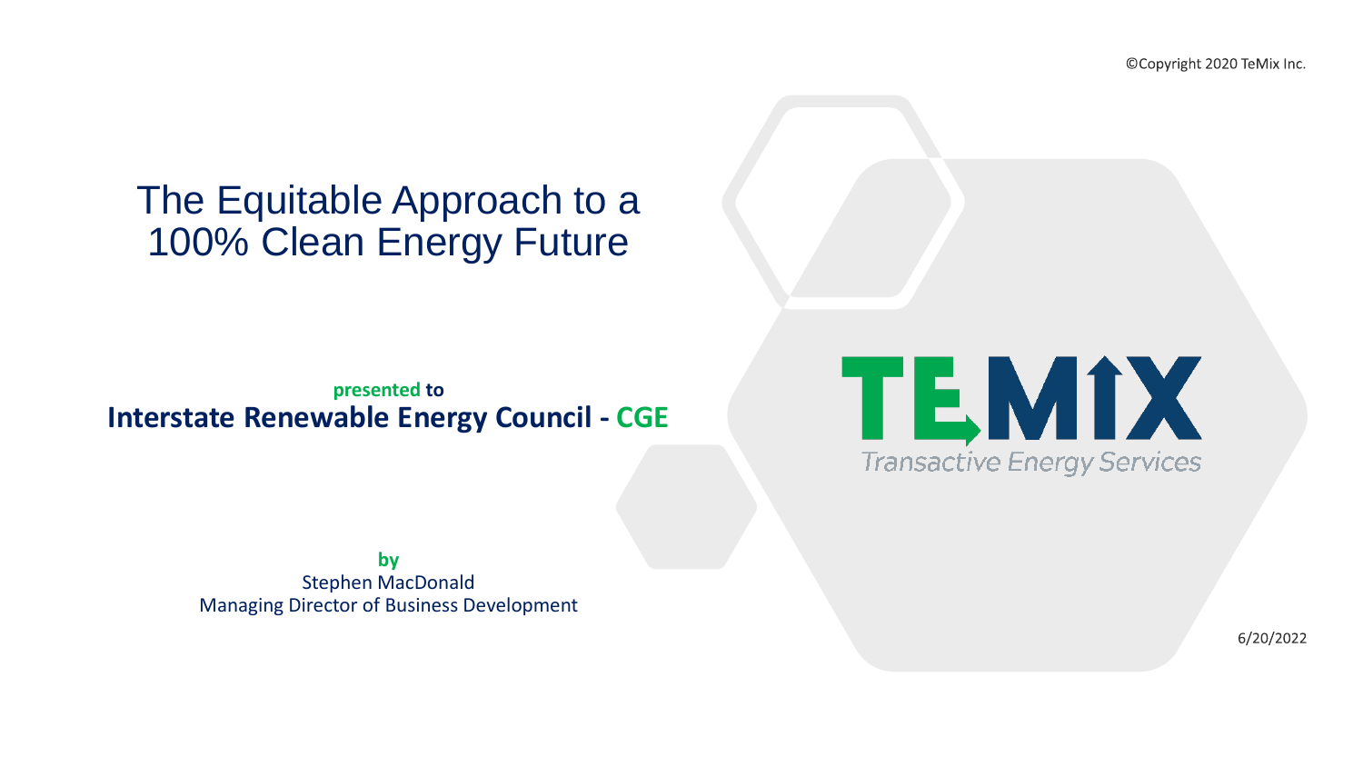©Copyright 2020 TeMix Inc.

# The Equitable Approach to a 100% Clean Energy Future

**presented to**

**Interstate Renewable Energy Council - CGE**

**by**

Stephen MacDonald

Managing Director of Business Development

TEMIX

*Transactive Energy Services*

6/20/2022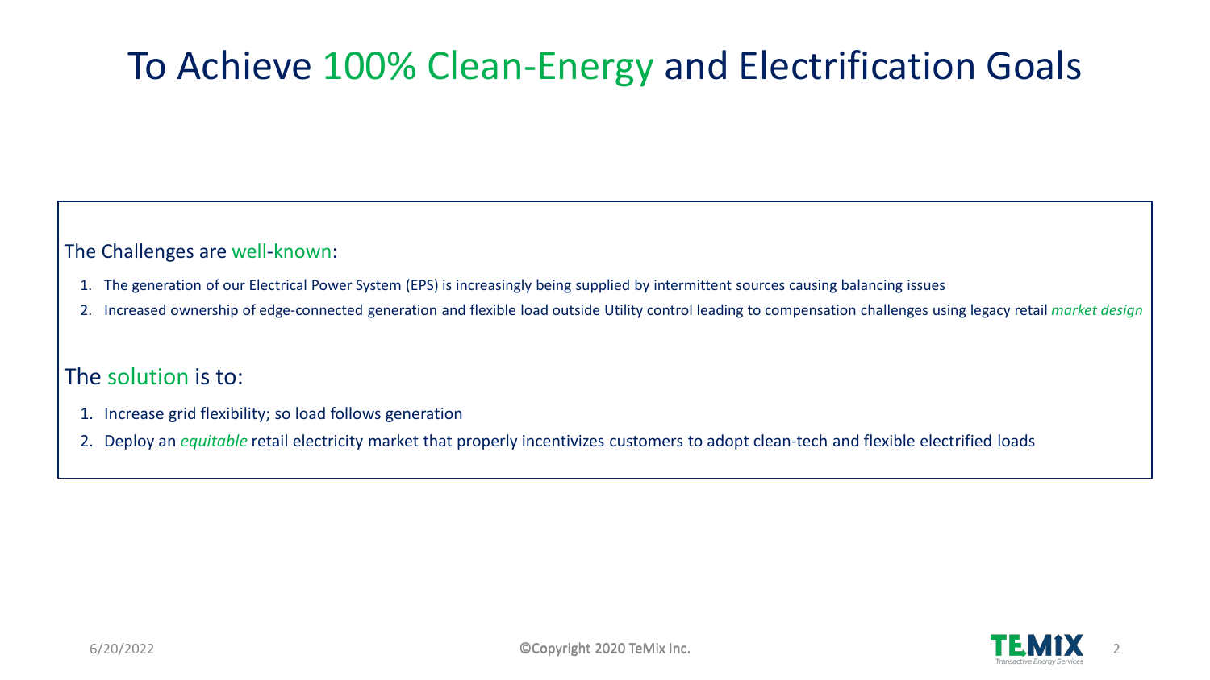# To Achieve 100% Clean-Energy and Electrification Goals

The Challenges are well-known:

1. The generation of our Electrical Power System (EPS) is increasingly being supplied by intermittent sources causing balancing issues
2. Increased ownership of edge-connected generation and flexible load outside Utility control leading to compensation challenges using legacy retail *market design*

The solution is to:

1. Increase grid flexibility; so load follows generation
2. Deploy an *equitable* retail electricity market that properly incentivizes customers to adopt clean-tech and flexible electrified loads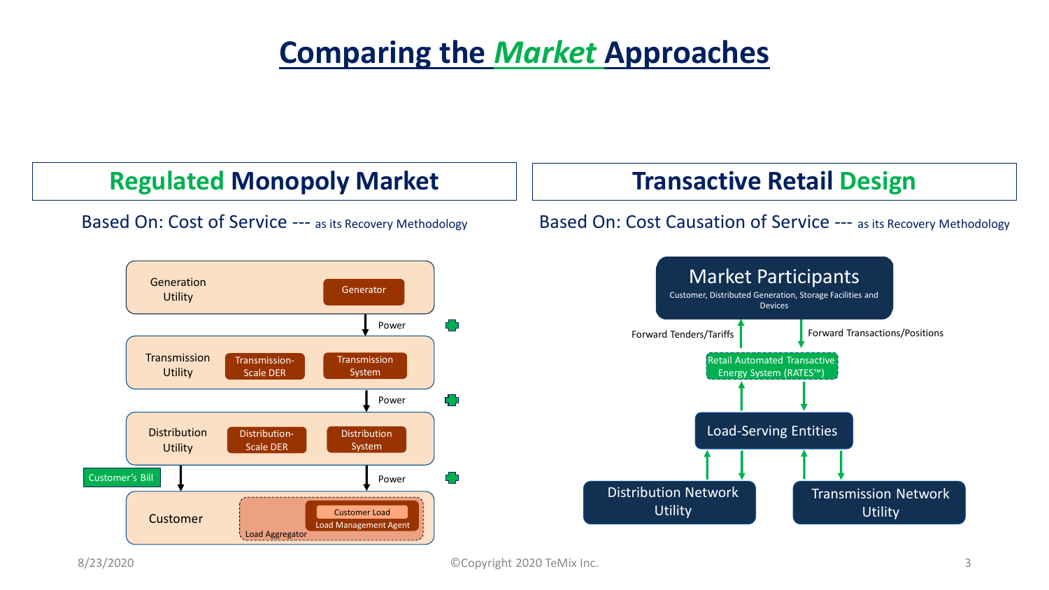# Comparing the *Market* Approaches

## Regulated Monopoly Market

Based On: Cost of Service --- as its Recovery Methodology

- Generation Utility
  - Generator
- ↓ Power
- Transmission Utility
  - Transmission-Scale DER
  - Transmission System
- ↓ Power
- Distribution Utility
  - Distribution-Scale DER
  - Distribution System
- ↓ Customer's Bill
- ↓ Power
- Customer
  - Load Aggregator
    - Customer Load
    - Load Management Agent

## Transactive Retail Design

Based On: Cost Causation of Service --- as its Recovery Methodology

- **Market Participants**: Customer, Distributed Generation, Storage Facilities and Devices
- Forward Tenders/Tariffs ↑ / ↓ Forward Transactions/Positions
- Retail Automated Transactive Energy System (RATES™)
- Load-Serving Entities
- Distribution Network Utility
- Transmission Network Utility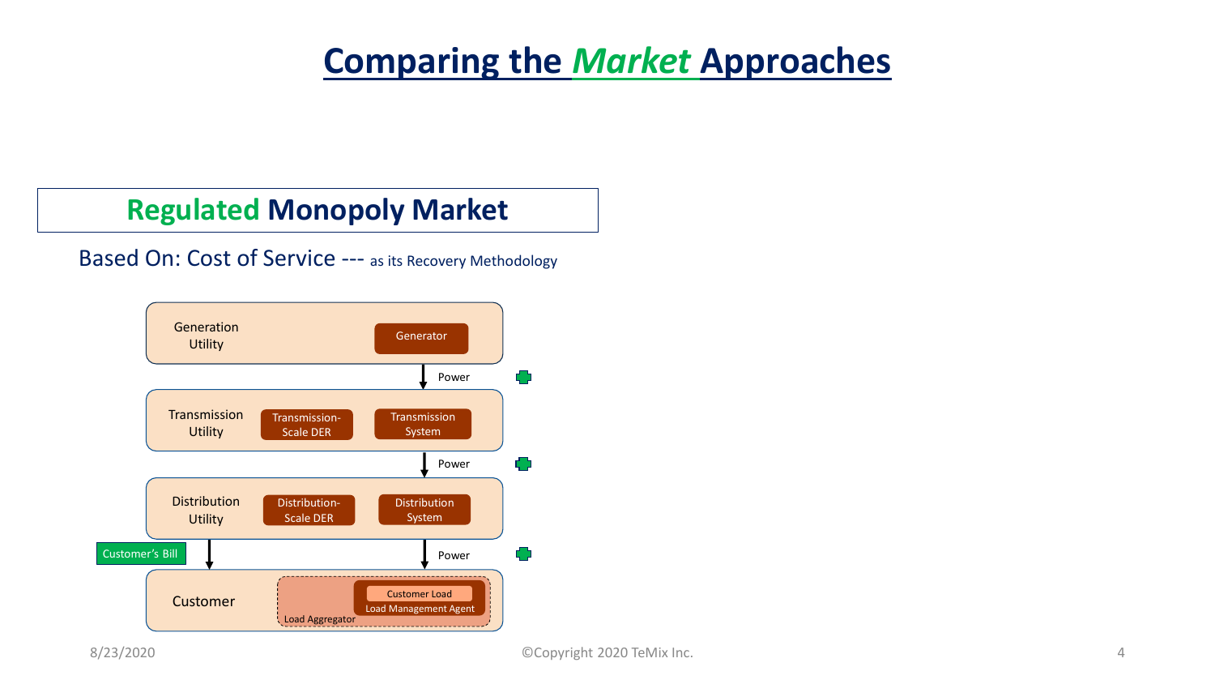# Comparing the *Market* Approaches

## Regulated Monopoly Market

Based On: Cost of Service --- as its Recovery Methodology

- **Generation Utility**
  - Generator
  - ↓ Power
- **Transmission Utility**
  - Transmission-Scale DER
  - Transmission System
  - ↓ Power
- **Distribution Utility**
  - Distribution-Scale DER
  - Distribution System
  - ↓ Customer's Bill
  - ↓ Power
- **Customer**
  - Load Aggregator
    - Load Management Agent
      - Customer Load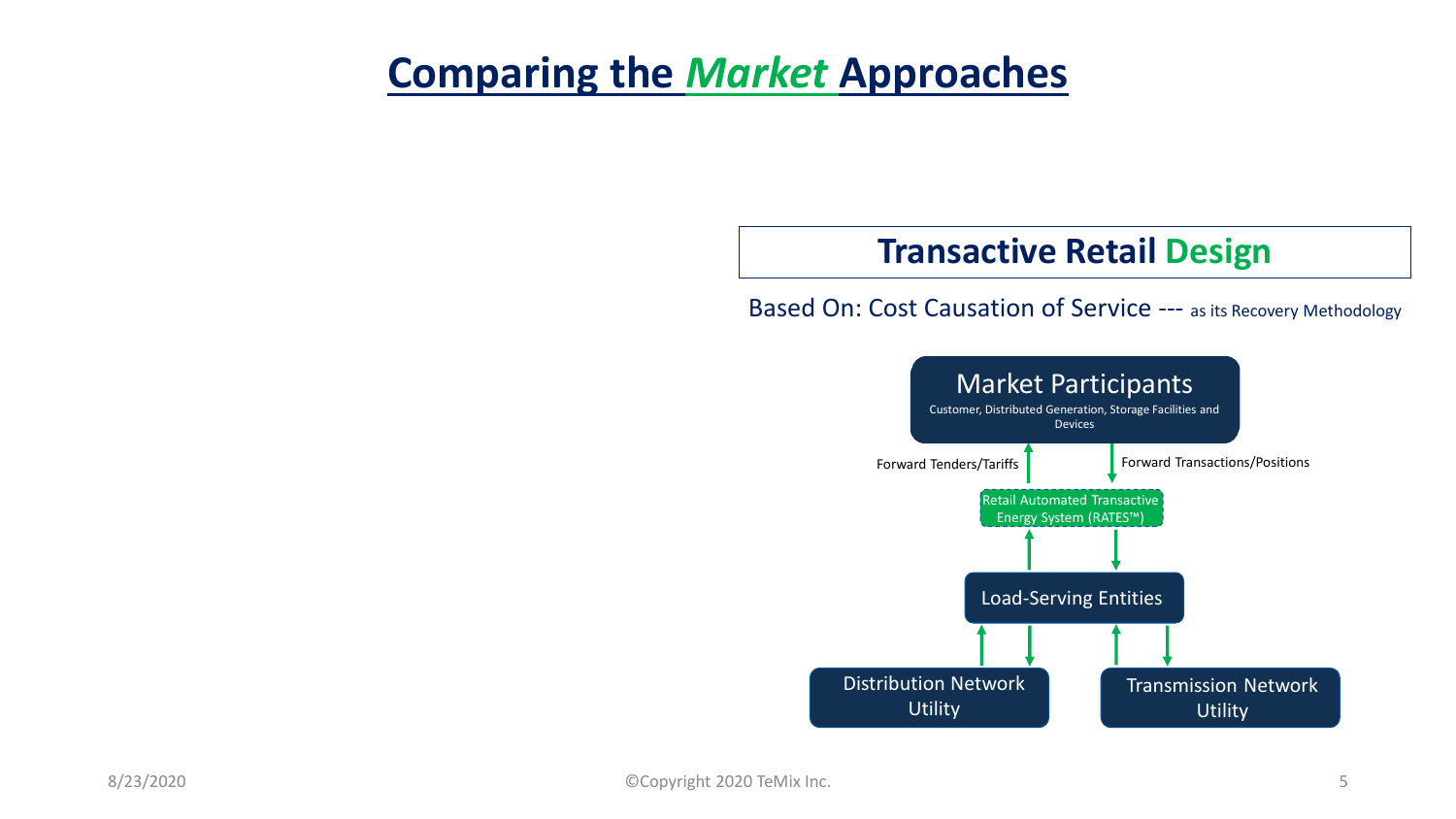# Comparing the *Market* Approaches

## Transactive Retail Design

Based On: Cost Causation of Service --- as its Recovery Methodology

Market Participants
Customer, Distributed Generation, Storage Facilities and Devices

Forward Tenders/Tariffs

Forward Transactions/Positions

Retail Automated Transactive Energy System (RATES™)

Load-Serving Entities

Distribution Network Utility

Transmission Network Utility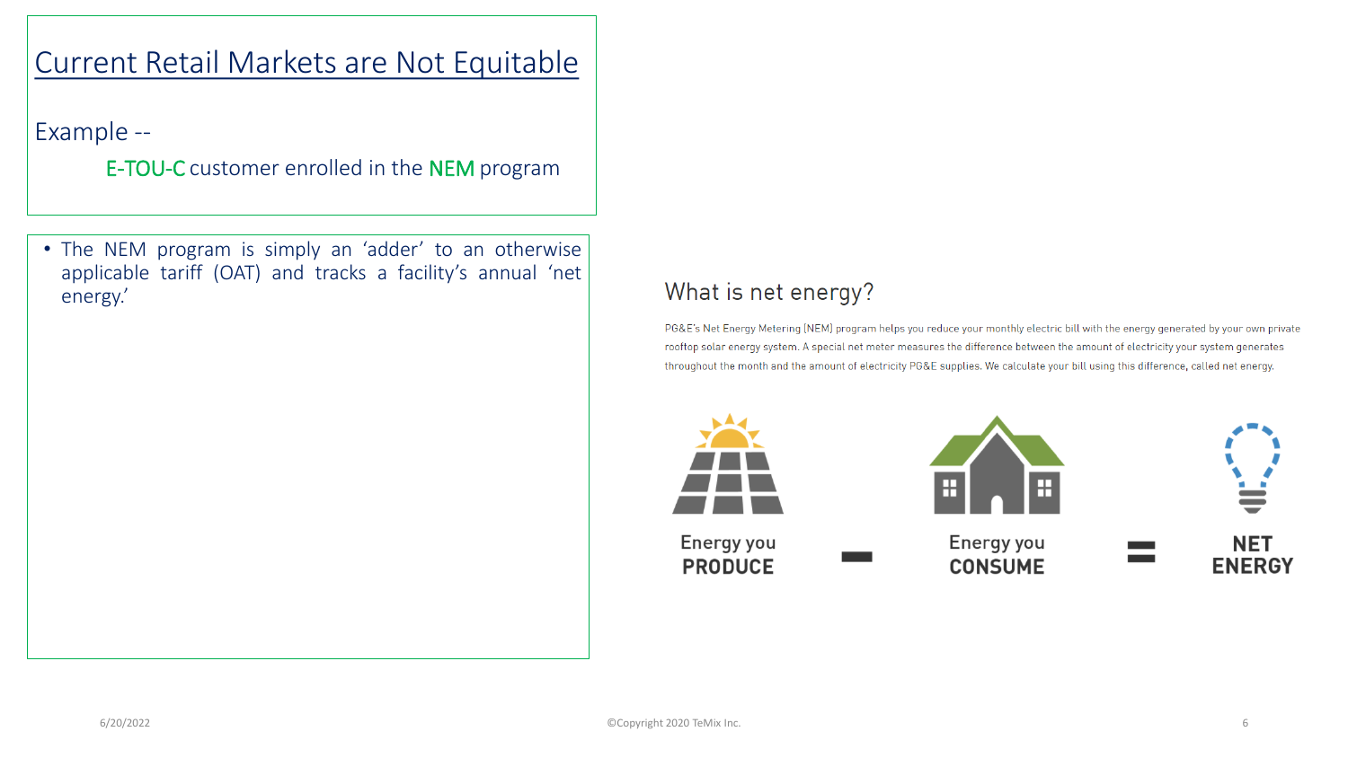# Current Retail Markets are Not Equitable

Example --

E-TOU-C customer enrolled in the NEM program

- The NEM program is simply an 'adder' to an otherwise applicable tariff (OAT) and tracks a facility's annual 'net energy.'

## What is net energy?

PG&E's Net Energy Metering (NEM) program helps you reduce your monthly electric bill with the energy generated by your own private rooftop solar energy system. A special net meter measures the difference between the amount of electricity your system generates throughout the month and the amount of electricity PG&E supplies. We calculate your bill using this difference, called net energy.

Energy you **PRODUCE** − Energy you **CONSUME** = **NET ENERGY**

6/20/2022

©Copyright 2020 TeMix Inc.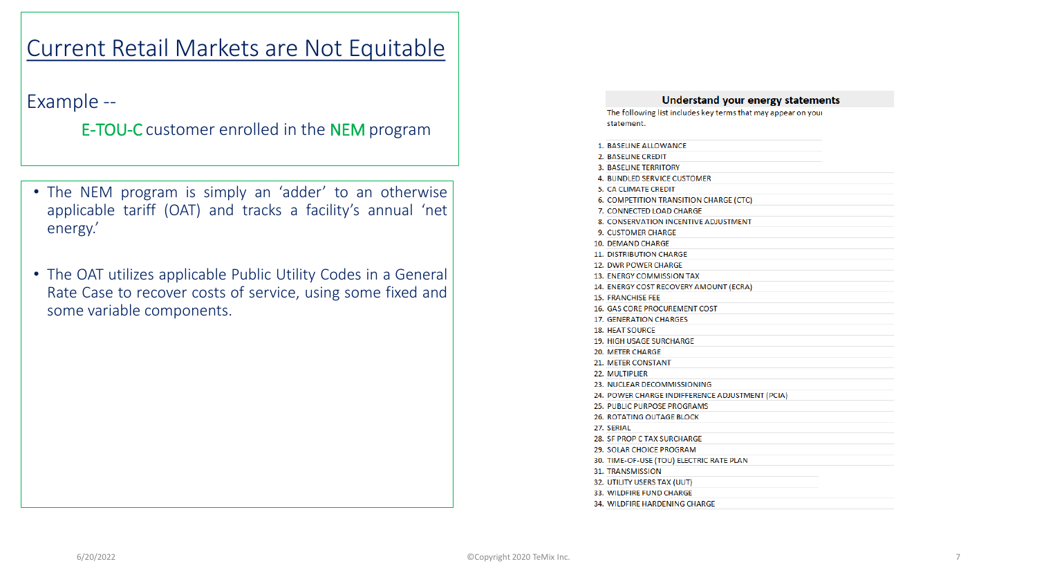# Current Retail Markets are Not Equitable

Example --

E-TOU-C customer enrolled in the NEM program

- The NEM program is simply an 'adder' to an otherwise applicable tariff (OAT) and tracks a facility's annual 'net energy.'
- The OAT utilizes applicable Public Utility Codes in a General Rate Case to recover costs of service, using some fixed and some variable components.

**Understand your energy statements**

The following list includes key terms that may appear on your statement.

1. BASELINE ALLOWANCE
2. BASELINE CREDIT
3. BASELINE TERRITORY
4. BUNDLED SERVICE CUSTOMER
5. CA CLIMATE CREDIT
6. COMPETITION TRANSITION CHARGE (CTC)
7. CONNECTED LOAD CHARGE
8. CONSERVATION INCENTIVE ADJUSTMENT
9. CUSTOMER CHARGE
10. DEMAND CHARGE
11. DISTRIBUTION CHARGE
12. DWR POWER CHARGE
13. ENERGY COMMISSION TAX
14. ENERGY COST RECOVERY AMOUNT (ECRA)
15. FRANCHISE FEE
16. GAS CORE PROCUREMENT COST
17. GENERATION CHARGES
18. HEAT SOURCE
19. HIGH USAGE SURCHARGE
20. METER CHARGE
21. METER CONSTANT
22. MULTIPLIER
23. NUCLEAR DECOMMISSIONING
24. POWER CHARGE INDIFFERENCE ADJUSTMENT (PCIA)
25. PUBLIC PURPOSE PROGRAMS
26. ROTATING OUTAGE BLOCK
27. SERIAL
28. SF PROP C TAX SURCHARGE
29. SOLAR CHOICE PROGRAM
30. TIME-OF-USE (TOU) ELECTRIC RATE PLAN
31. TRANSMISSION
32. UTILITY USERS TAX (UUT)
33. WILDFIRE FUND CHARGE
34. WILDFIRE HARDENING CHARGE

6/20/2022 ©Copyright 2020 TeMix Inc.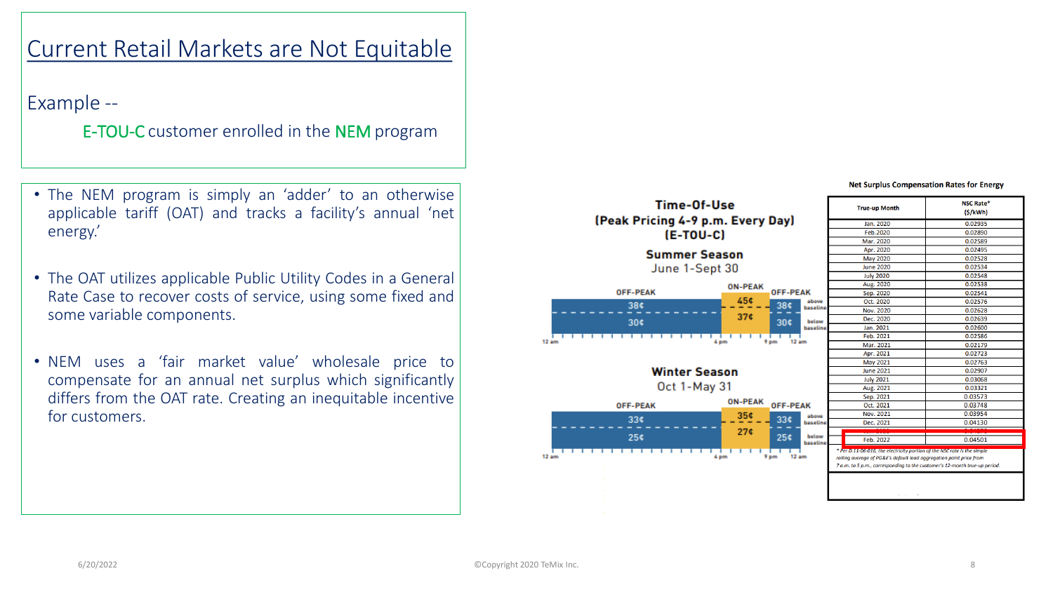# Current Retail Markets are Not Equitable

Example --

E-TOU-C customer enrolled in the NEM program

- The NEM program is simply an 'adder' to an otherwise applicable tariff (OAT) and tracks a facility's annual 'net energy.'
- The OAT utilizes applicable Public Utility Codes in a General Rate Case to recover costs of service, using some fixed and some variable components.
- NEM uses a 'fair market value' wholesale price to compensate for an annual net surplus which significantly differs from the OAT rate. Creating an inequitable incentive for customers.

**Time-Of-Use (Peak Pricing 4-9 p.m. Every Day) (E-TOU-C)**

**Summer Season**
June 1-Sept 30

| | OFF-PEAK (12 am – 4 pm) | ON-PEAK (4 pm – 9 pm) | OFF-PEAK (9 pm – 12 am) |
|---|---|---|---|
| above baseline | 38¢ | 45¢ | 38¢ |
| below baseline | 30¢ | 37¢ | 30¢ |

**Winter Season**
Oct 1-May 31

| | OFF-PEAK (12 am – 4 pm) | ON-PEAK (4 pm – 9 pm) | OFF-PEAK (9 pm – 12 am) |
|---|---|---|---|
| above baseline | 33¢ | 35¢ | 33¢ |
| below baseline | 25¢ | 27¢ | 25¢ |

**Net Surplus Compensation Rates for Energy**

| True-up Month | NSC Rate* ($/kWh) |
|---|---|
| Jan. 2020 | 0.02935 |
| Feb.2020 | 0.02890 |
| Mar. 2020 | 0.02589 |
| Apr. 2020 | 0.02495 |
| May 2020 | 0.02528 |
| June 2020 | 0.02534 |
| July 2020 | 0.02548 |
| Aug. 2020 | 0.02538 |
| Sep. 2020 | 0.02541 |
| Oct. 2020 | 0.02576 |
| Nov. 2020 | 0.02628 |
| Dec. 2020 | 0.02639 |
| Jan. 2021 | 0.02600 |
| Feb. 2021 | 0.02586 |
| Mar. 2021 | 0.02179 |
| Apr. 2021 | 0.02723 |
| May 2021 | 0.02763 |
| June 2021 | 0.02907 |
| July 2021 | 0.03068 |
| Aug. 2021 | 0.03321 |
| Sep. 2021 | 0.03573 |
| Oct. 2021 | 0.03748 |
| Nov. 2021 | 0.03954 |
| Dec. 2021 | 0.04130 |
| Feb. 2022 | 0.04501 |

* Per D.11-06-016, the electricity portion of the NSC rate is the simple rolling average of PG&E's default load aggregation point price from 7 a.m. to 5 p.m., corresponding to the customer's 12-month true-up period.

6/20/2022

©Copyright 2020 TeMix Inc.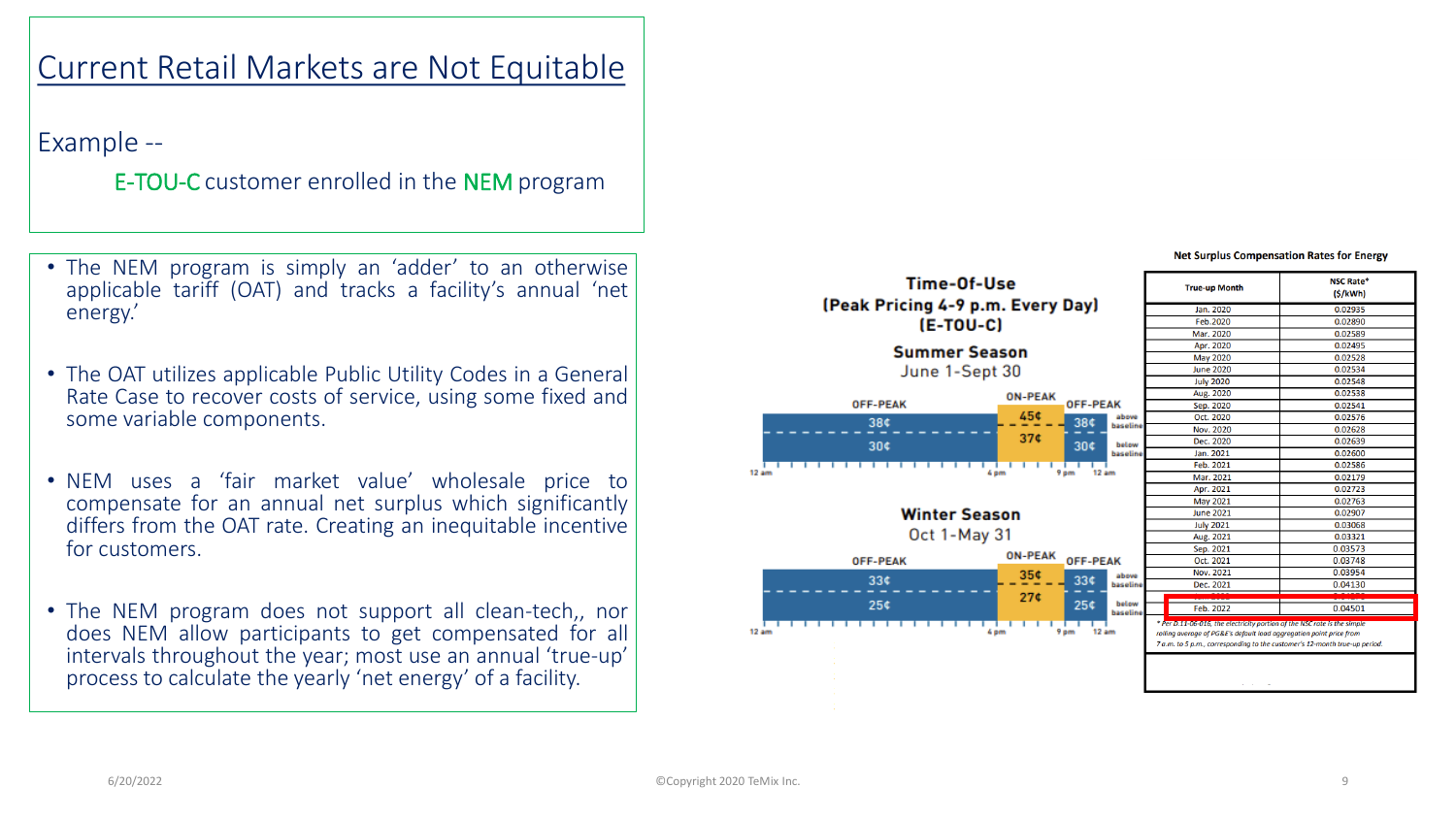# Current Retail Markets are Not Equitable

Example --

E-TOU-C customer enrolled in the NEM program

- The NEM program is simply an 'adder' to an otherwise applicable tariff (OAT) and tracks a facility's annual 'net energy.'
- The OAT utilizes applicable Public Utility Codes in a General Rate Case to recover costs of service, using some fixed and some variable components.
- NEM uses a 'fair market value' wholesale price to compensate for an annual net surplus which significantly differs from the OAT rate. Creating an inequitable incentive for customers.
- The NEM program does not support all clean-tech,, nor does NEM allow participants to get compensated for all intervals throughout the year; most use an annual 'true-up' process to calculate the yearly 'net energy' of a facility.

## Time-Of-Use (Peak Pricing 4-9 p.m. Every Day) (E-TOU-C)

**Summer Season**
June 1-Sept 30

| | OFF-PEAK (12 am – 4 pm) | ON-PEAK (4 pm – 9 pm) | OFF-PEAK (9 pm – 12 am) |
|---|---|---|---|
| above baseline | 38¢ | 45¢ | 38¢ |
| below baseline | 30¢ | 37¢ | 30¢ |

**Winter Season**
Oct 1-May 31

| | OFF-PEAK (12 am – 4 pm) | ON-PEAK (4 pm – 9 pm) | OFF-PEAK (9 pm – 12 am) |
|---|---|---|---|
| above baseline | 33¢ | 35¢ | 33¢ |
| below baseline | 25¢ | 27¢ | 25¢ |

**Net Surplus Compensation Rates for Energy**

| True-up Month | NSC Rate* ($/kWh) |
|---|---|
| Jan. 2020 | 0.02935 |
| Feb.2020 | 0.02890 |
| Mar. 2020 | 0.02589 |
| Apr. 2020 | 0.02495 |
| May 2020 | 0.02528 |
| June 2020 | 0.02534 |
| July 2020 | 0.02548 |
| Aug. 2020 | 0.02538 |
| Sep. 2020 | 0.02541 |
| Oct. 2020 | 0.02576 |
| Nov. 2020 | 0.02628 |
| Dec. 2020 | 0.02639 |
| Jan. 2021 | 0.02600 |
| Feb. 2021 | 0.02586 |
| Mar. 2021 | 0.02179 |
| Apr. 2021 | 0.02723 |
| May 2021 | 0.02763 |
| June 2021 | 0.02907 |
| July 2021 | 0.03068 |
| Aug. 2021 | 0.03321 |
| Sep. 2021 | 0.03573 |
| Oct. 2021 | 0.03748 |
| Nov. 2021 | 0.03954 |
| Dec. 2021 | 0.04130 |
| Feb. 2022 | 0.04501 |

* Per D.11-06-016, the electricity portion of the NSC rate is the simple rolling average of PG&E's default load aggregation point price from 7 a.m. to 5 p.m., corresponding to the customer's 12-month true-up period.

6/20/2022

©Copyright 2020 TeMix Inc.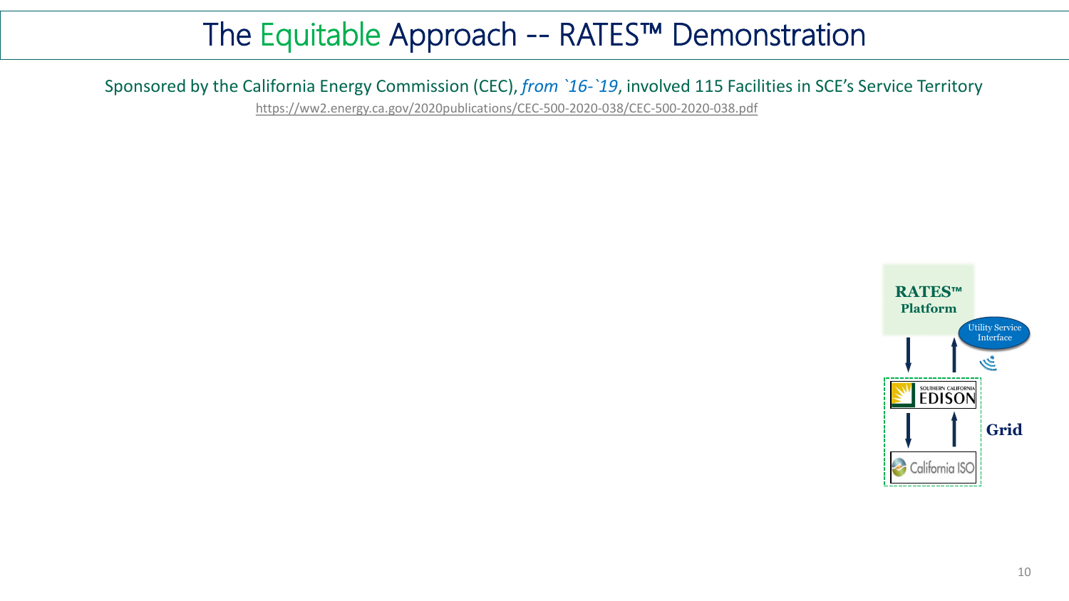# The Equitable Approach -- RATES™ Demonstration

Sponsored by the California Energy Commission (CEC), *from `16-`19*, involved 115 Facilities in SCE's Service Territory

https://ww2.energy.ca.gov/2020publications/CEC-500-2020-038/CEC-500-2020-038.pdf

**RATES™ Platform**

Utility Service Interface

SOUTHERN CALIFORNIA EDISON

California ISO

**Grid**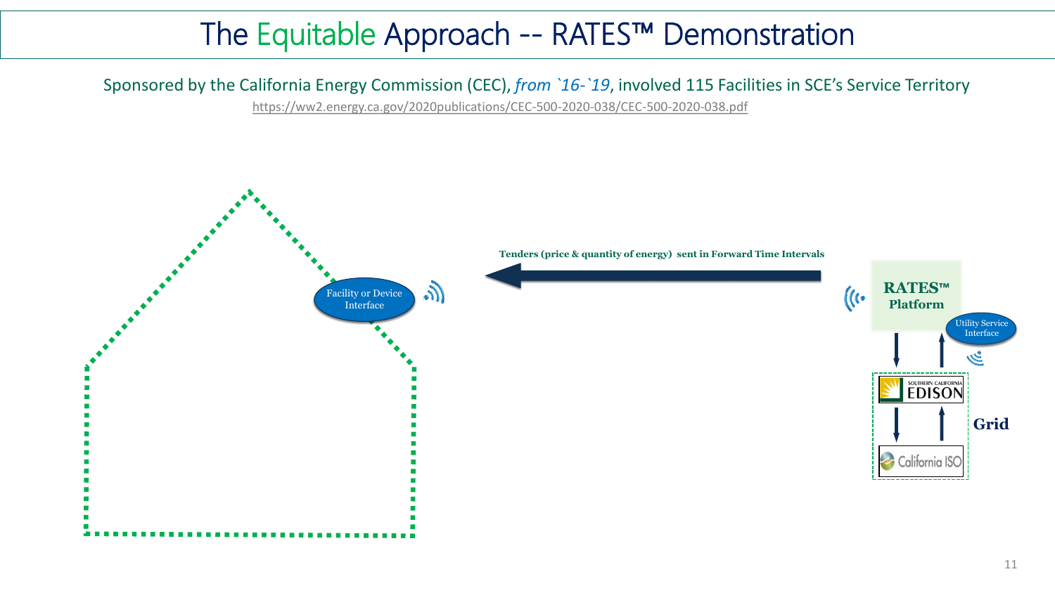# The Equitable Approach -- RATES™ Demonstration

Sponsored by the California Energy Commission (CEC), *from `16-`19*, involved 115 Facilities in SCE's Service Territory

https://ww2.energy.ca.gov/2020publications/CEC-500-2020-038/CEC-500-2020-038.pdf

Facility or Device Interface

Tenders (price & quantity of energy) sent in Forward Time Intervals

**RATES™ Platform**

Utility Service Interface

SOUTHERN CALIFORNIA EDISON

California ISO

**Grid**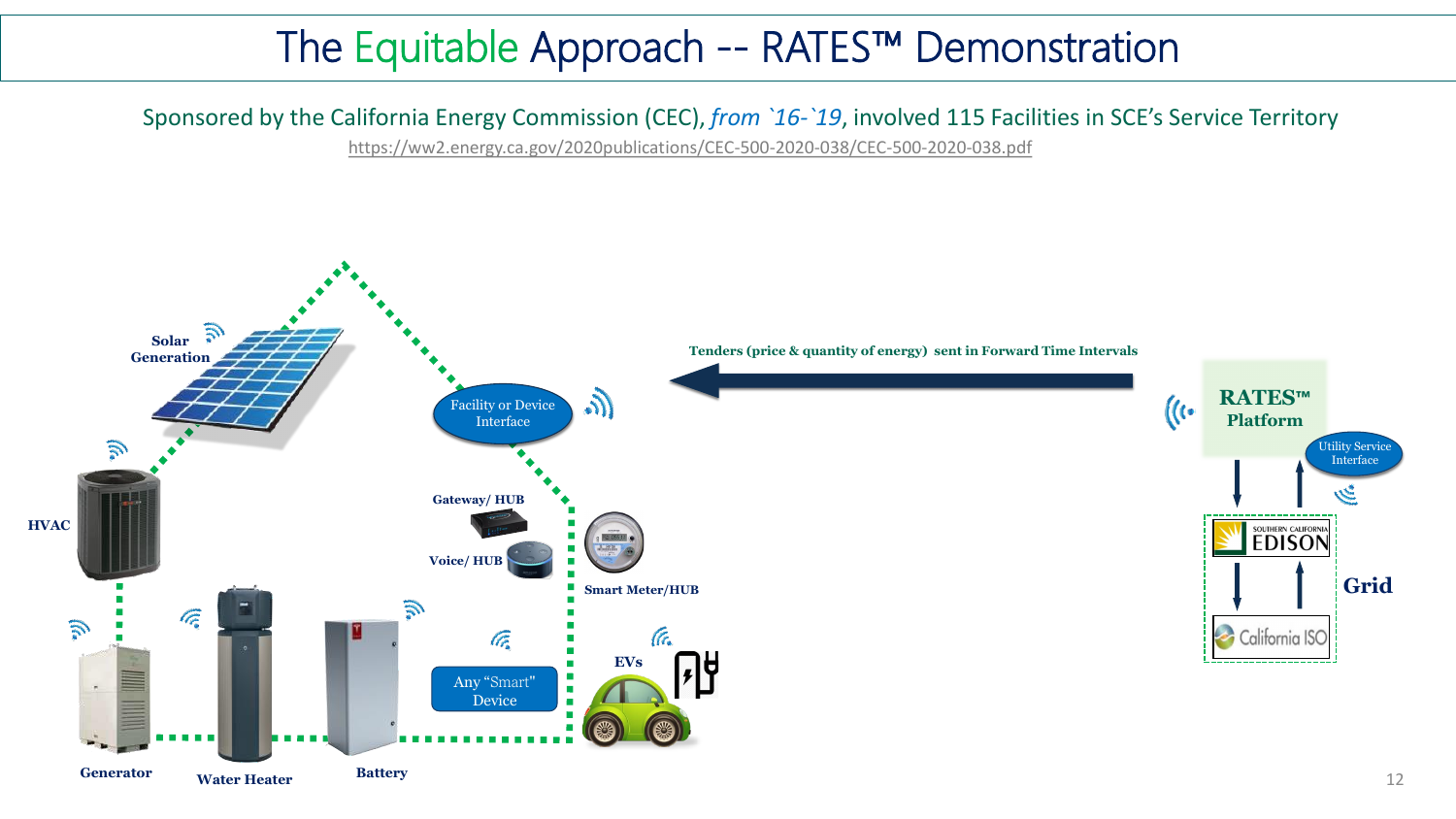# The Equitable Approach -- RATES™ Demonstration

Sponsored by the California Energy Commission (CEC), *from `16-`19*, involved 115 Facilities in SCE's Service Territory

https://ww2.energy.ca.gov/2020publications/CEC-500-2020-038/CEC-500-2020-038.pdf

Solar Generation

HVAC

Generator

Water Heater

Battery

Facility or Device Interface

Gateway/ HUB

Voice/ HUB

Smart Meter/HUB

Any "Smart" Device

EVs

Tenders (price & quantity of energy) sent in Forward Time Intervals

RATES™ Platform

Utility Service Interface

Southern California Edison

California ISO

Grid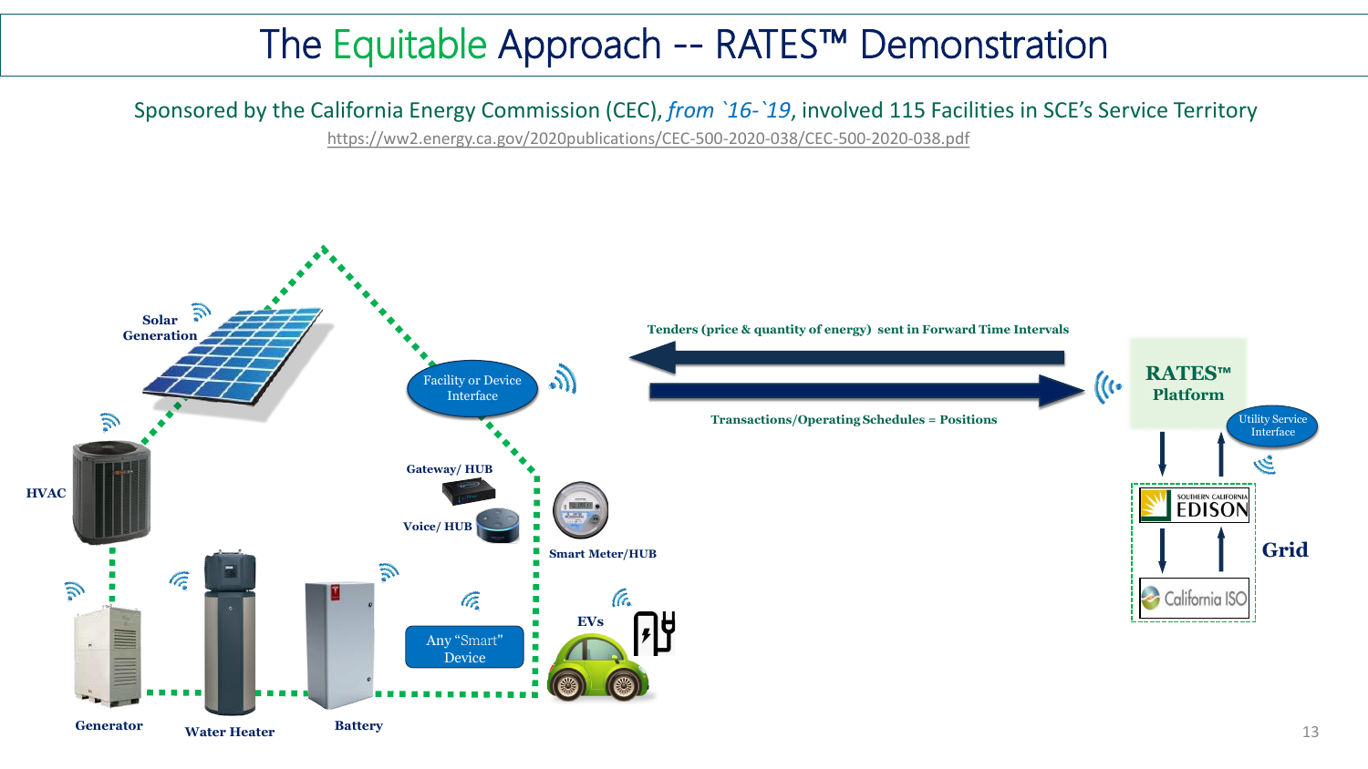# The Equitable Approach -- RATES™ Demonstration

Sponsored by the California Energy Commission (CEC), *from `16-`19*, involved 115 Facilities in SCE's Service Territory

https://ww2.energy.ca.gov/2020publications/CEC-500-2020-038/CEC-500-2020-038.pdf

Solar Generation

HVAC

Facility or Device Interface

Gateway/ HUB

Voice/ HUB

Smart Meter/HUB

Generator

Water Heater

Battery

Any "Smart" Device

EVs

Tenders (price & quantity of energy) sent in Forward Time Intervals

Transactions/Operating Schedules = Positions

RATES™ Platform

Utility Service Interface

Southern California Edison

California ISO

Grid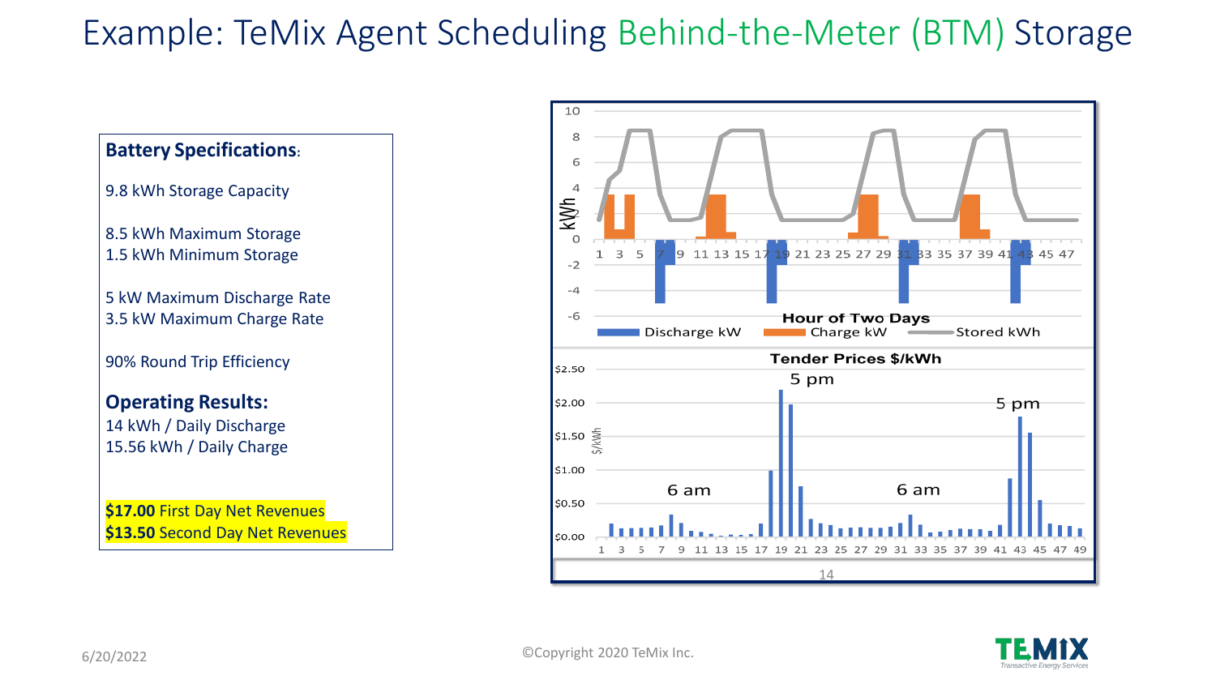# Example: TeMix Agent Scheduling Behind-the-Meter (BTM) Storage

**Battery Specifications**:

9.8 kWh Storage Capacity

8.5 kWh Maximum Storage
1.5 kWh Minimum Storage

5 kW Maximum Discharge Rate
3.5 kW Maximum Charge Rate

90% Round Trip Efficiency

**Operating Results:**
14 kWh / Daily Discharge
15.56 kWh / Daily Charge

**$17.00** First Day Net Revenues
**$13.50** Second Day Net Revenues

Hour of Two Days

Discharge kW | Charge kW | Stored kWh

Tender Prices $/kWh

5 pm | 6 am | 6 am | 5 pm

6/20/2022

©Copyright 2020 TeMix Inc.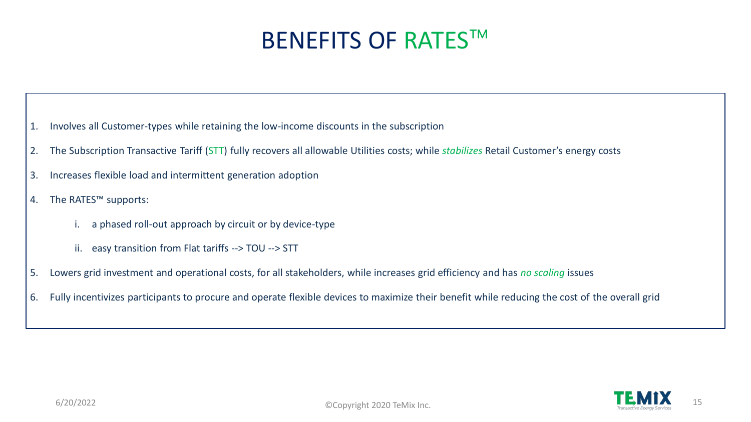# BENEFITS OF RATES™

1. Involves all Customer-types while retaining the low-income discounts in the subscription
2. The Subscription Transactive Tariff (STT) fully recovers all allowable Utilities costs; while *stabilizes* Retail Customer's energy costs
3. Increases flexible load and intermittent generation adoption
4. The RATES™ supports:
    - i. a phased roll-out approach by circuit or by device-type
    - ii. easy transition from Flat tariffs --> TOU --> STT
5. Lowers grid investment and operational costs, for all stakeholders, while increases grid efficiency and has *no scaling* issues
6. Fully incentivizes participants to procure and operate flexible devices to maximize their benefit while reducing the cost of the overall grid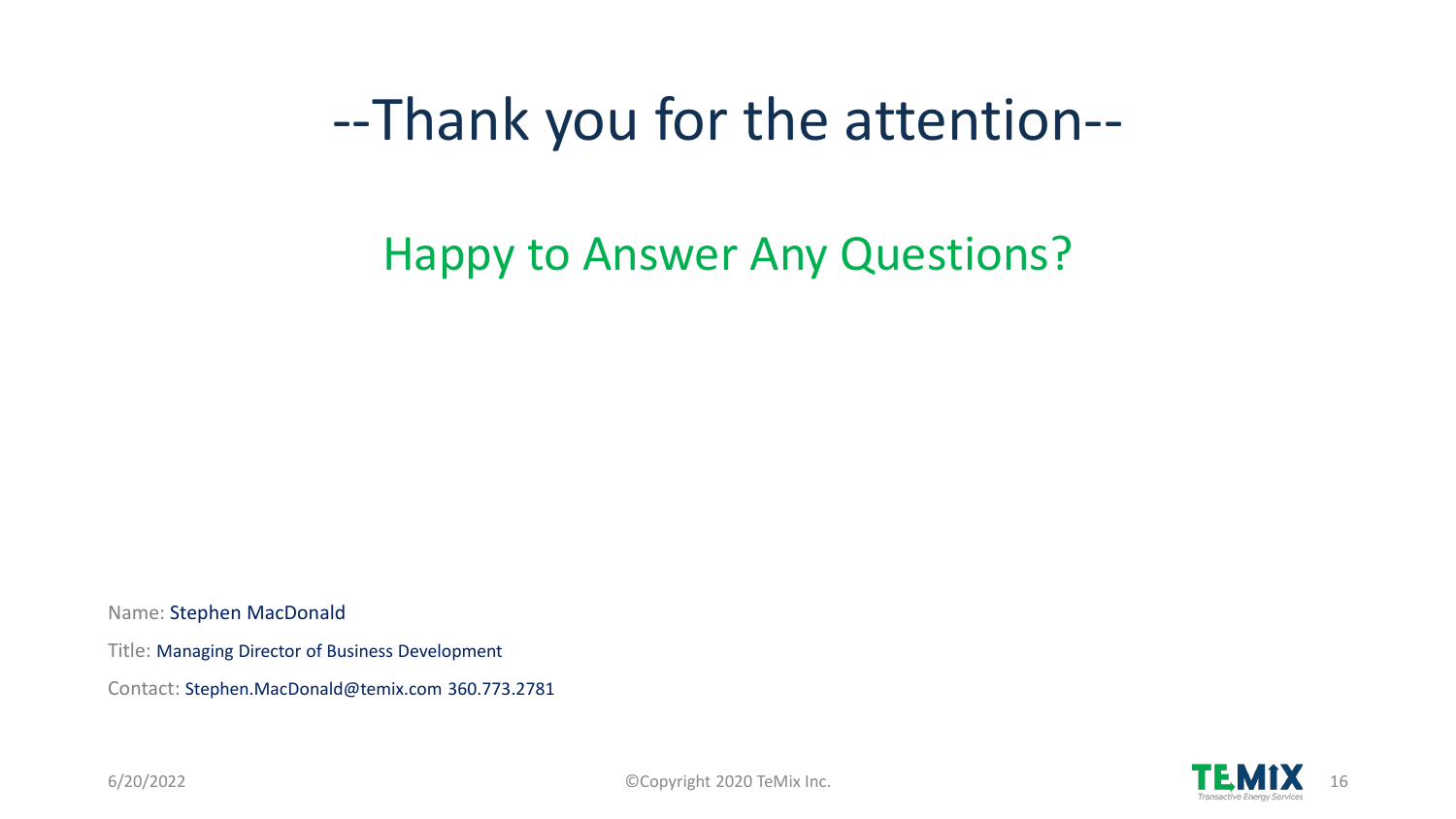# --Thank you for the attention--

## Happy to Answer Any Questions?

Name: Stephen MacDonald

Title: Managing Director of Business Development

Contact: Stephen.MacDonald@temix.com 360.773.2781

6/20/2022

©Copyright 2020 TeMix Inc.